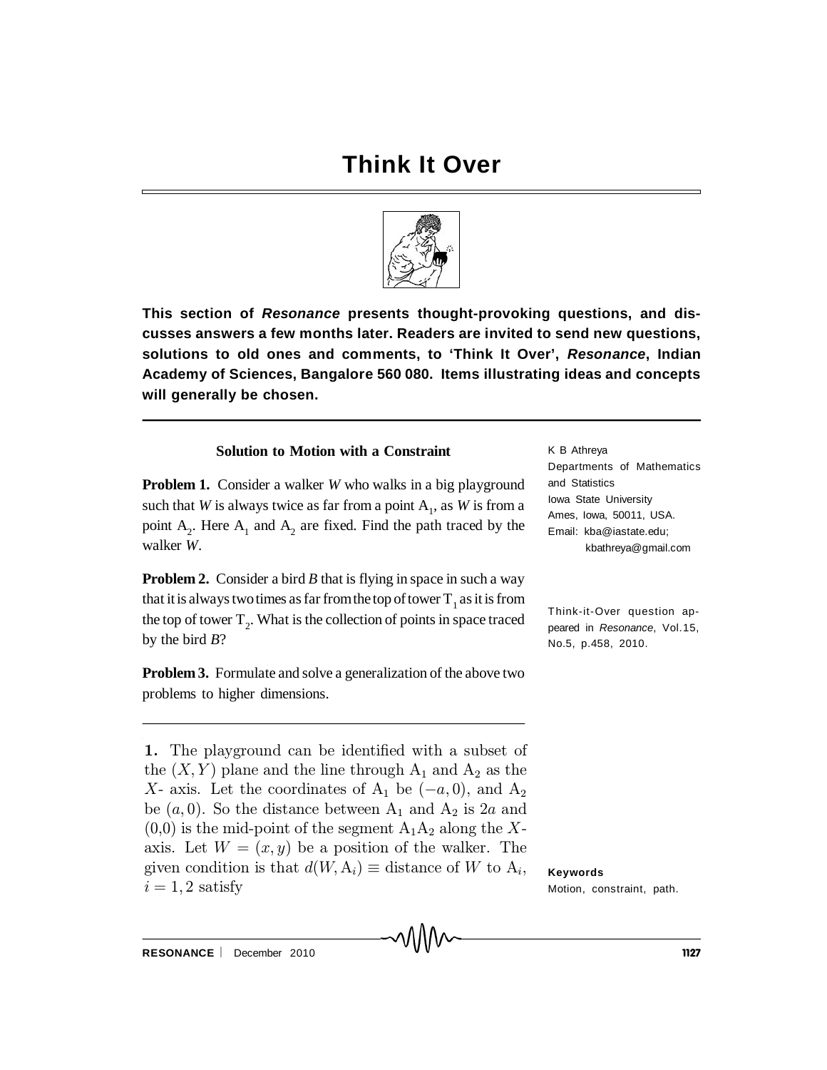# Think It Over

**This section of *Resonance* presents thought-provoking questions, and discusses answers a few months later. Readers are invited to send new questions, solutions to old ones and comments, to 'Think It Over', *Resonance*, Indian Academy of Sciences, Bangalore 560 080. Items illustrating ideas and concepts will generally be chosen.**

### Solution to Motion with a Constraint

K B Athreya
Departments of Mathematics and Statistics
Iowa State University
Ames, Iowa, 50011, USA.
Email: kba@iastate.edu; kbathreya@gmail.com

**Problem 1.** Consider a walker *W* who walks in a big playground such that *W* is always twice as far from a point $A_1$, as *W* is from a point $A_2$. Here $A_1$ and $A_2$ are fixed. Find the path traced by the walker *W*.

**Problem 2.** Consider a bird *B* that is flying in space in such a way that it is always two times as far from the top of tower $T_1$ as it is from the top of tower $T_2$. What is the collection of points in space traced by the bird *B*?

Think-it-Over question appeared in *Resonance*, Vol.15, No.5, p.458, 2010.

**Problem 3.** Formulate and solve a generalization of the above two problems to higher dimensions.

---

**1.** The playground can be identified with a subset of the $(X, Y)$ plane and the line through $A_1$ and $A_2$ as the $X$- axis. Let the coordinates of $A_1$ be $(-a, 0)$, and $A_2$ be $(a, 0)$. So the distance between $A_1$ and $A_2$ is $2a$ and (0,0) is the mid-point of the segment $A_1A_2$ along the $X$-axis. Let $W = (x, y)$ be a position of the walker. The given condition is that $d(W, A_i) \equiv$ distance of $W$ to $A_i$, $i = 1, 2$ satisfy

**Keywords**
Motion, constraint, path.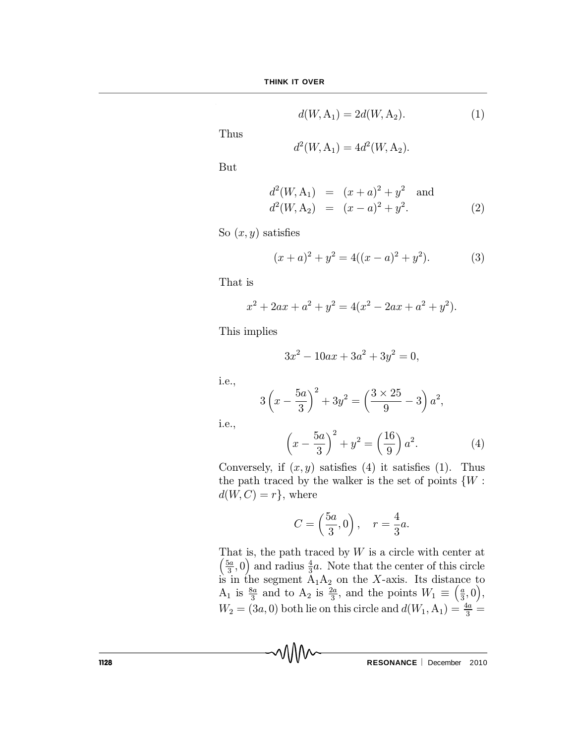$$d(W, A_1) = 2d(W, A_2). \tag{1}$$

Thus

$$d^2(W, A_1) = 4d^2(W, A_2).$$

But

$$\begin{aligned} d^2(W, A_1) &= (x+a)^2 + y^2 \quad \text{and} \\ d^2(W, A_2) &= (x-a)^2 + y^2. \end{aligned} \tag{2}$$

So $(x, y)$ satisfies

$$(x+a)^2 + y^2 = 4((x-a)^2 + y^2). \tag{3}$$

That is

$$x^2 + 2ax + a^2 + y^2 = 4(x^2 - 2ax + a^2 + y^2).$$

This implies

$$3x^2 - 10ax + 3a^2 + 3y^2 = 0,$$

i.e.,

$$3\left(x - \frac{5a}{3}\right)^2 + 3y^2 = \left(\frac{3 \times 25}{9} - 3\right)a^2,$$

i.e.,

$$\left(x - \frac{5a}{3}\right)^2 + y^2 = \left(\frac{16}{9}\right)a^2. \tag{4}$$

Conversely, if $(x, y)$ satisfies (4) it satisfies (1). Thus the path traced by the walker is the set of points $\{W : d(W, C) = r\}$, where

$$C = \left(\frac{5a}{3}, 0\right), \quad r = \frac{4}{3}a.$$

That is, the path traced by $W$ is a circle with center at $\left(\frac{5a}{3}, 0\right)$ and radius $\frac{4}{3}a$. Note that the center of this circle is in the segment $A_1A_2$ on the $X$-axis. Its distance to $A_1$ is $\frac{8a}{3}$ and to $A_2$ is $\frac{2a}{3}$, and the points $W_1 \equiv \left(\frac{a}{3}, 0\right)$, $W_2 = (3a, 0)$ both lie on this circle and $d(W_1, A_1) = \frac{4a}{3} =$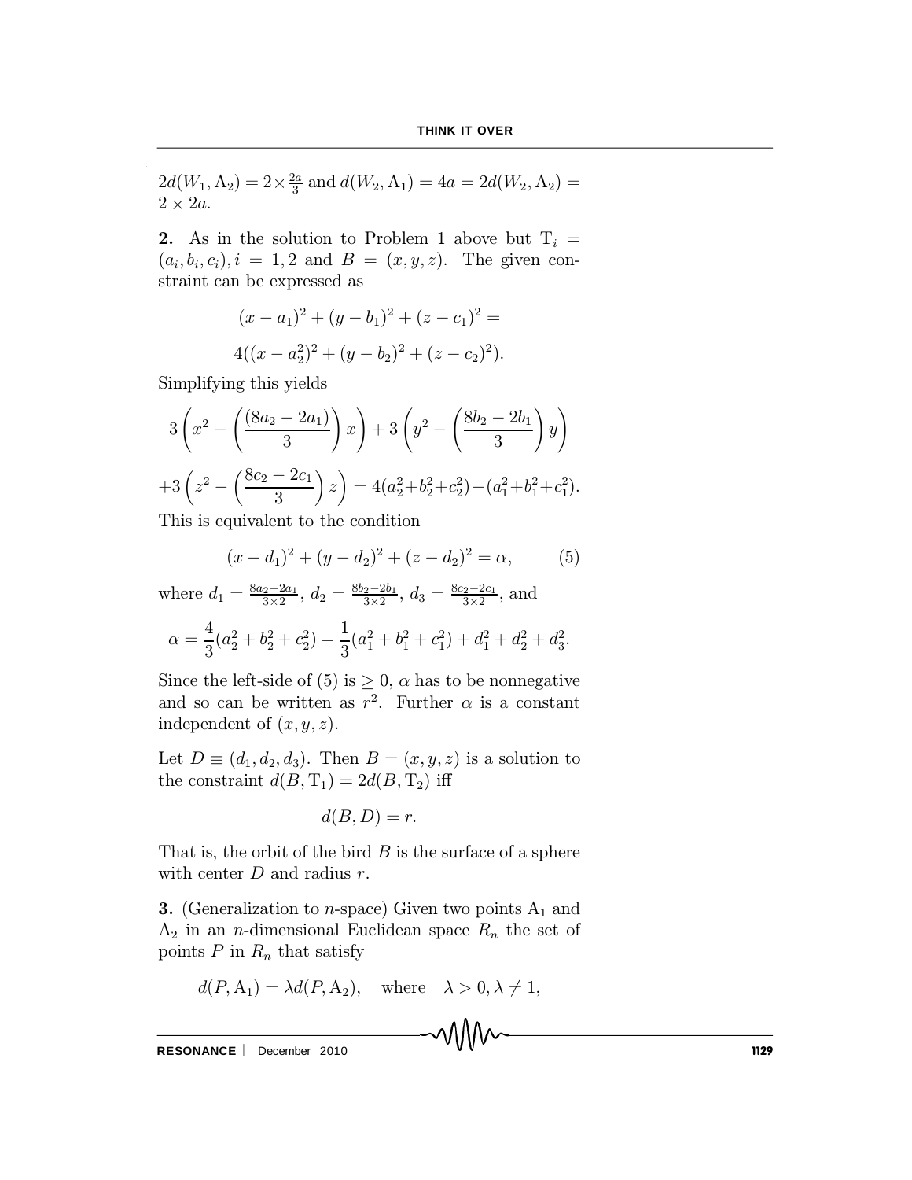$2d(W_1, \mathrm{A}_2) = 2 \times \frac{2a}{3}$ and $d(W_2, \mathrm{A}_1) = 4a = 2d(W_2, \mathrm{A}_2) = 2 \times 2a$.

**2.** As in the solution to Problem 1 above but $\mathrm{T}_i = (a_i, b_i, c_i), i = 1, 2$ and $B = (x, y, z)$. The given constraint can be expressed as

$$(x - a_1)^2 + (y - b_1)^2 + (z - c_1)^2 =$$

$$4((x - a_2^2)^2 + (y - b_2)^2 + (z - c_2)^2).$$

Simplifying this yields

$$3\left(x^2 - \left(\frac{(8a_2 - 2a_1)}{3}\right)x\right) + 3\left(y^2 - \left(\frac{8b_2 - 2b_1}{3}\right)y\right)$$

$$+3\left(z^2 - \left(\frac{8c_2 - 2c_1}{3}\right)z\right) = 4(a_2^2+b_2^2+c_2^2)-(a_1^2+b_1^2+c_1^2).$$

This is equivalent to the condition

$$(x - d_1)^2 + (y - d_2)^2 + (z - d_2)^2 = \alpha, \qquad (5)$$

where $d_1 = \frac{8a_2 - 2a_1}{3 \times 2}$, $d_2 = \frac{8b_2 - 2b_1}{3 \times 2}$, $d_3 = \frac{8c_2 - 2c_1}{3 \times 2}$, and

$$\alpha = \frac{4}{3}(a_2^2 + b_2^2 + c_2^2) - \frac{1}{3}(a_1^2 + b_1^2 + c_1^2) + d_1^2 + d_2^2 + d_3^2.$$

Since the left-side of (5) is $\geq 0$, $\alpha$ has to be nonnegative and so can be written as $r^2$. Further $\alpha$ is a constant independent of $(x, y, z)$.

Let $D \equiv (d_1, d_2, d_3)$. Then $B = (x, y, z)$ is a solution to the constraint $d(B, \mathrm{T}_1) = 2d(B, \mathrm{T}_2)$ iff

$$d(B, D) = r.$$

That is, the orbit of the bird $B$ is the surface of a sphere with center $D$ and radius $r$.

**3.** (Generalization to $n$-space) Given two points $\mathrm{A}_1$ and $\mathrm{A}_2$ in an $n$-dimensional Euclidean space $R_n$ the set of points $P$ in $R_n$ that satisfy

$$d(P, \mathrm{A}_1) = \lambda d(P, \mathrm{A}_2), \quad \text{where} \quad \lambda > 0, \lambda \neq 1,$$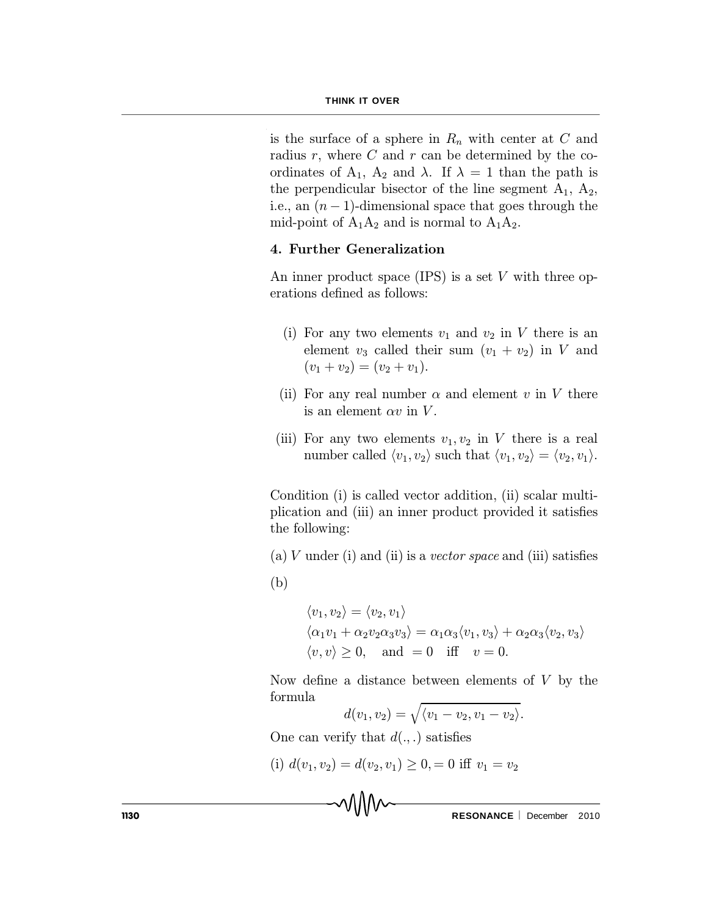is the surface of a sphere in $R_n$ with center at $C$ and radius $r$, where $C$ and $r$ can be determined by the coordinates of $A_1$, $A_2$ and $\lambda$. If $\lambda = 1$ than the path is the perpendicular bisector of the line segment $A_1$, $A_2$, i.e., an $(n-1)$-dimensional space that goes through the mid-point of $A_1A_2$ and is normal to $A_1A_2$.

## 4. Further Generalization

An inner product space (IPS) is a set $V$ with three operations defined as follows:

(i) For any two elements $v_1$ and $v_2$ in $V$ there is an element $v_3$ called their sum $(v_1 + v_2)$ in $V$ and $(v_1 + v_2) = (v_2 + v_1)$.

(ii) For any real number $\alpha$ and element $v$ in $V$ there is an element $\alpha v$ in $V$.

(iii) For any two elements $v_1, v_2$ in $V$ there is a real number called $\langle v_1, v_2 \rangle$ such that $\langle v_1, v_2 \rangle = \langle v_2, v_1 \rangle$.

Condition (i) is called vector addition, (ii) scalar multiplication and (iii) an inner product provided it satisfies the following:

(a) $V$ under (i) and (ii) is a *vector space* and (iii) satisfies

(b)

$$\langle v_1, v_2 \rangle = \langle v_2, v_1 \rangle$$
$$\langle \alpha_1 v_1 + \alpha_2 v_2 \alpha_3 v_3 \rangle = \alpha_1 \alpha_3 \langle v_1, v_3 \rangle + \alpha_2 \alpha_3 \langle v_2, v_3 \rangle$$
$$\langle v, v \rangle \geq 0, \quad \text{and } = 0 \quad \text{iff} \quad v = 0.$$

Now define a distance between elements of $V$ by the formula

$$d(v_1, v_2) = \sqrt{\langle v_1 - v_2, v_1 - v_2 \rangle}.$$

One can verify that $d(.,.)$ satisfies

(i) $d(v_1, v_2) = d(v_2, v_1) \geq 0, = 0$ iff $v_1 = v_2$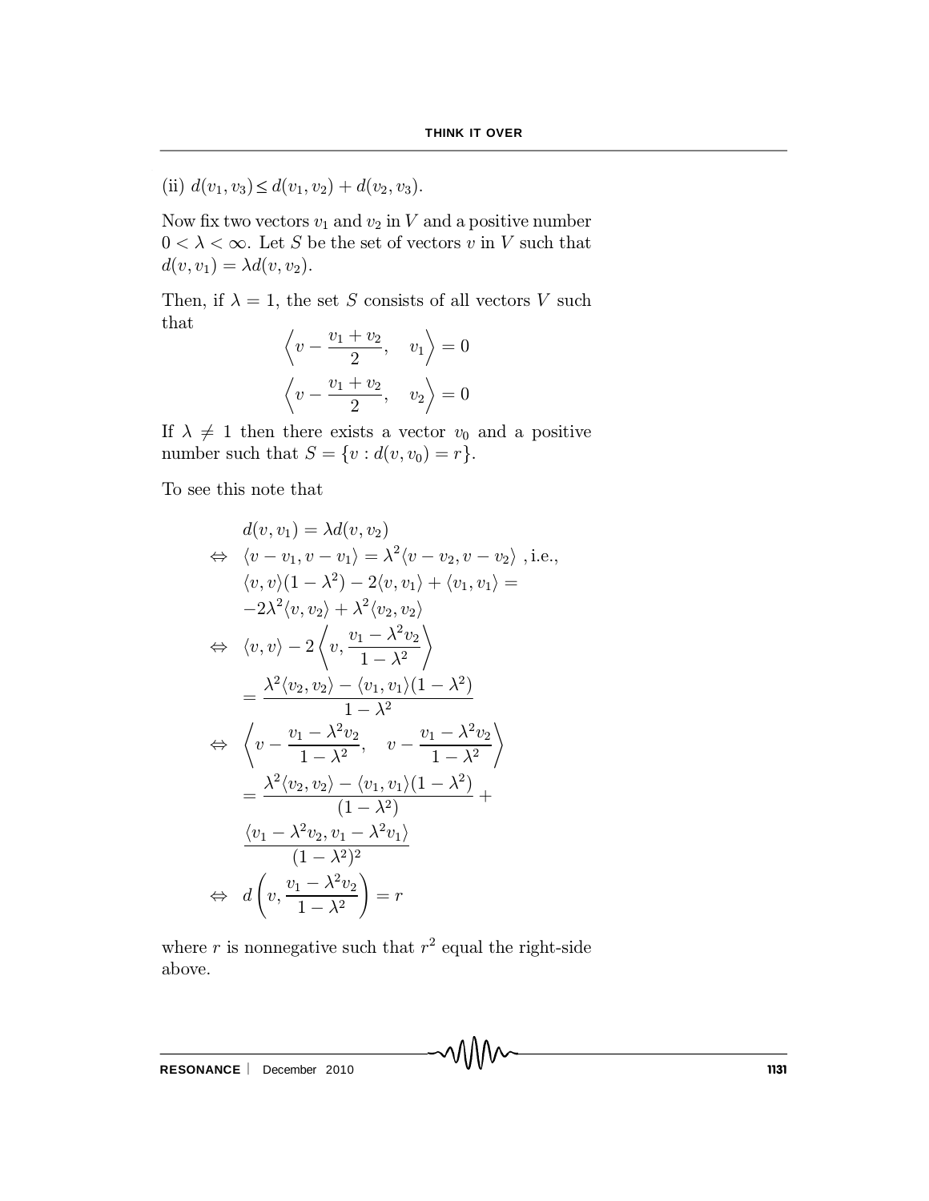(ii) $d(v_1, v_3) \leq d(v_1, v_2) + d(v_2, v_3)$.

Now fix two vectors $v_1$ and $v_2$ in $V$ and a positive number $0 < \lambda < \infty$. Let $S$ be the set of vectors $v$ in $V$ such that $d(v, v_1) = \lambda d(v, v_2)$.

Then, if $\lambda = 1$, the set $S$ consists of all vectors $V$ such that

$$\left\langle v - \frac{v_1 + v_2}{2}, \quad v_1 \right\rangle = 0$$

$$\left\langle v - \frac{v_1 + v_2}{2}, \quad v_2 \right\rangle = 0$$

If $\lambda \neq 1$ then there exists a vector $v_0$ and a positive number such that $S = \{v : d(v, v_0) = r\}$.

To see this note that

$$
\begin{aligned}
& d(v, v_1) = \lambda d(v, v_2) \\
\Leftrightarrow \quad & \langle v - v_1, v - v_1 \rangle = \lambda^2 \langle v - v_2, v - v_2 \rangle \text{ , i.e.,} \\
& \langle v, v \rangle (1 - \lambda^2) - 2\langle v, v_1 \rangle + \langle v_1, v_1 \rangle = \\
& -2\lambda^2 \langle v, v_2 \rangle + \lambda^2 \langle v_2, v_2 \rangle \\
\Leftrightarrow \quad & \langle v, v \rangle - 2 \left\langle v, \frac{v_1 - \lambda^2 v_2}{1 - \lambda^2} \right\rangle \\
& = \frac{\lambda^2 \langle v_2, v_2 \rangle - \langle v_1, v_1 \rangle (1 - \lambda^2)}{1 - \lambda^2} \\
\Leftrightarrow \quad & \left\langle v - \frac{v_1 - \lambda^2 v_2}{1 - \lambda^2}, \quad v - \frac{v_1 - \lambda^2 v_2}{1 - \lambda^2} \right\rangle \\
& = \frac{\lambda^2 \langle v_2, v_2 \rangle - \langle v_1, v_1 \rangle (1 - \lambda^2)}{(1 - \lambda^2)} + \\
& \frac{\langle v_1 - \lambda^2 v_2, v_1 - \lambda^2 v_1 \rangle}{(1 - \lambda^2)^2} \\
\Leftrightarrow \quad & d\left(v, \frac{v_1 - \lambda^2 v_2}{1 - \lambda^2}\right) = r
\end{aligned}
$$

where $r$ is nonnegative such that $r^2$ equal the right-side above.